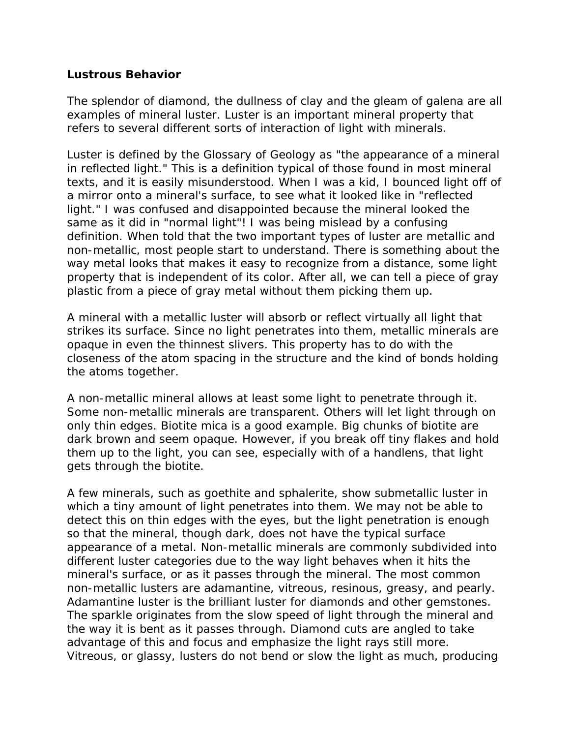**Lustrous Behavior**

The splendor of diamond, the dullness of clay and the gleam of galena are all examples of mineral luster. Luster is an important mineral property that refers to several different sorts of interaction of light with minerals.

Luster is defined by the Glossary of Geology as "the appearance of a mineral in reflected light." This is a definition typical of those found in most mineral texts, and it is easily misunderstood. When I was a kid, I bounced light off of a mirror onto a mineral's surface, to see what it looked like in "reflected light." I was confused and disappointed because the mineral looked the same as it did in "normal light"! I was being mislead by a confusing definition. When told that the two important types of luster are metallic and non-metallic, most people start to understand. There is something about the way metal looks that makes it easy to recognize from a distance, some light property that is independent of its color. After all, we can tell a piece of gray plastic from a piece of gray metal without them picking them up.

A mineral with a metallic luster will absorb or reflect virtually all light that strikes its surface. Since no light penetrates into them, metallic minerals are opaque in even the thinnest slivers. This property has to do with the closeness of the atom spacing in the structure and the kind of bonds holding the atoms together.

A non-metallic mineral allows at least some light to penetrate through it. Some non-metallic minerals are transparent. Others will let light through on only thin edges. Biotite mica is a good example. Big chunks of biotite are dark brown and seem opaque. However, if you break off tiny flakes and hold them up to the light, you can see, especially with of a handlens, that light gets through the biotite.

A few minerals, such as goethite and sphalerite, show submetallic luster in which a tiny amount of light penetrates into them. We may not be able to detect this on thin edges with the eyes, but the light penetration is enough so that the mineral, though dark, does not have the typical surface appearance of a metal. Non-metallic minerals are commonly subdivided into different luster categories due to the way light behaves when it hits the mineral's surface, or as it passes through the mineral. The most common non-metallic lusters are adamantine, vitreous, resinous, greasy, and pearly. Adamantine luster is the brilliant luster for diamonds and other gemstones. The sparkle originates from the slow speed of light through the mineral and the way it is bent as it passes through. Diamond cuts are angled to take advantage of this and focus and emphasize the light rays still more. Vitreous, or glassy, lusters do not bend or slow the light as much, producing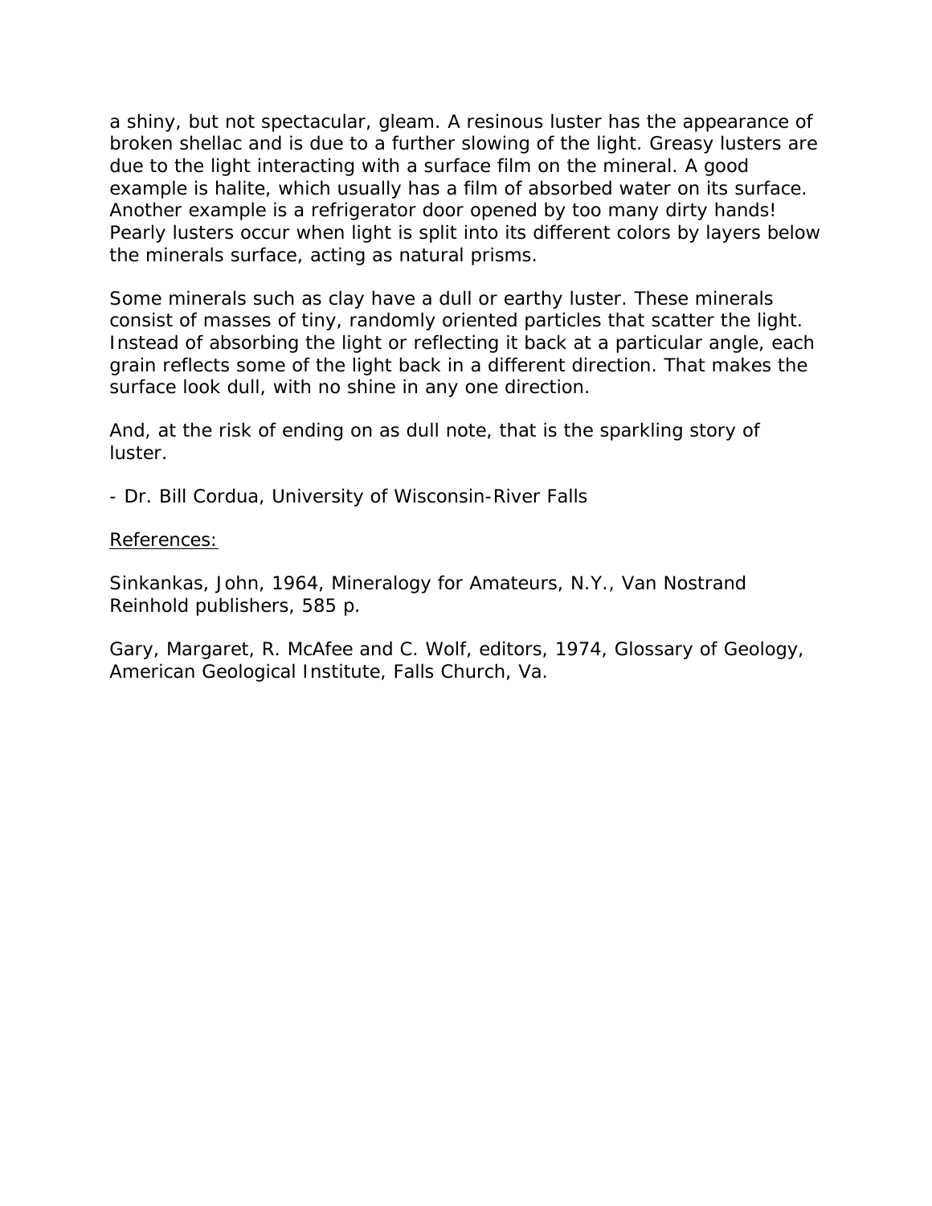a shiny, but not spectacular, gleam. A resinous luster has the appearance of broken shellac and is due to a further slowing of the light. Greasy lusters are due to the light interacting with a surface film on the mineral. A good example is halite, which usually has a film of absorbed water on its surface. Another example is a refrigerator door opened by too many dirty hands! Pearly lusters occur when light is split into its different colors by layers below the minerals surface, acting as natural prisms.

Some minerals such as clay have a dull or earthy luster. These minerals consist of masses of tiny, randomly oriented particles that scatter the light. Instead of absorbing the light or reflecting it back at a particular angle, each grain reflects some of the light back in a different direction. That makes the surface look dull, with no shine in any one direction.

And, at the risk of ending on as dull note, that is the sparkling story of luster.

- Dr. Bill Cordua, University of Wisconsin-River Falls

References:

Sinkankas, John, 1964, Mineralogy for Amateurs, N.Y., Van Nostrand Reinhold publishers, 585 p.

Gary, Margaret, R. McAfee and C. Wolf, editors, 1974, Glossary of Geology, American Geological Institute, Falls Church, Va.